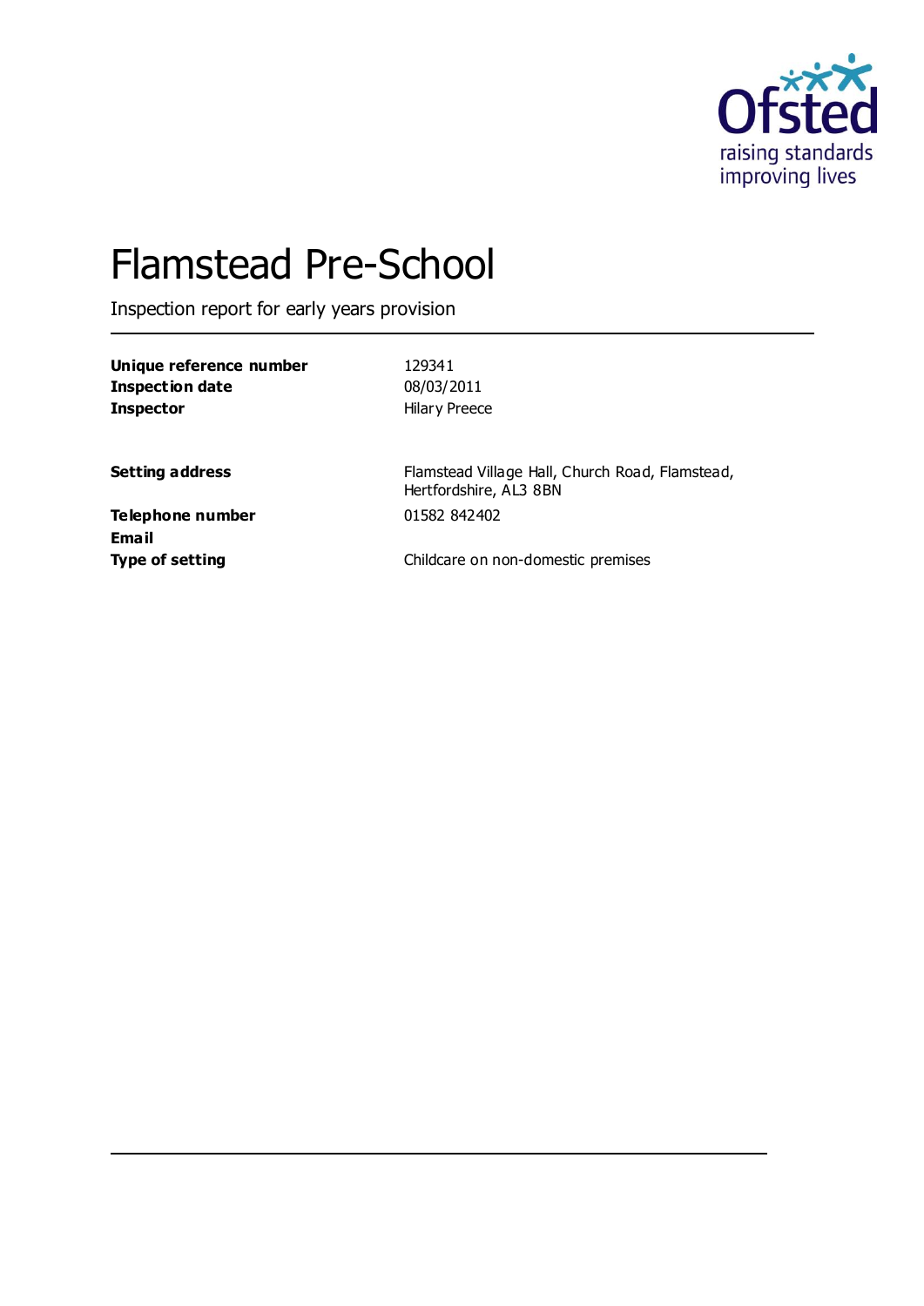# Flamstead Pre-School

Inspection report for early years provision

| | |
|---|---|
| **Unique reference number** | 129341 |
| **Inspection date** | 08/03/2011 |
| **Inspector** | Hilary Preece |

| | |
|---|---|
| **Setting address** | Flamstead Village Hall, Church Road, Flamstead, Hertfordshire, AL3 8BN |
| **Telephone number** | 01582 842402 |
| **Email** | |
| **Type of setting** | Childcare on non-domestic premises |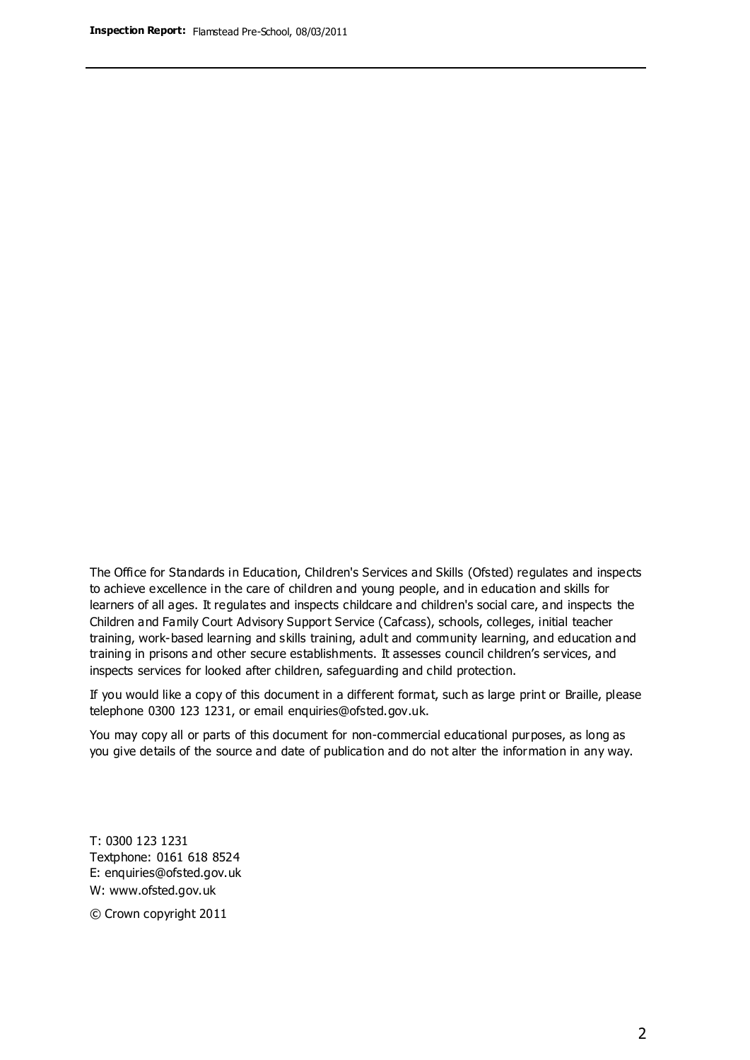The Office for Standards in Education, Children's Services and Skills (Ofsted) regulates and inspects to achieve excellence in the care of children and young people, and in education and skills for learners of all ages. It regulates and inspects childcare and children's social care, and inspects the Children and Family Court Advisory Support Service (Cafcass), schools, colleges, initial teacher training, work-based learning and skills training, adult and community learning, and education and training in prisons and other secure establishments. It assesses council children's services, and inspects services for looked after children, safeguarding and child protection.

If you would like a copy of this document in a different format, such as large print or Braille, please telephone 0300 123 1231, or email enquiries@ofsted.gov.uk.

You may copy all or parts of this document for non-commercial educational purposes, as long as you give details of the source and date of publication and do not alter the information in any way.

T: 0300 123 1231
Textphone: 0161 618 8524
E: enquiries@ofsted.gov.uk
W: www.ofsted.gov.uk

© Crown copyright 2011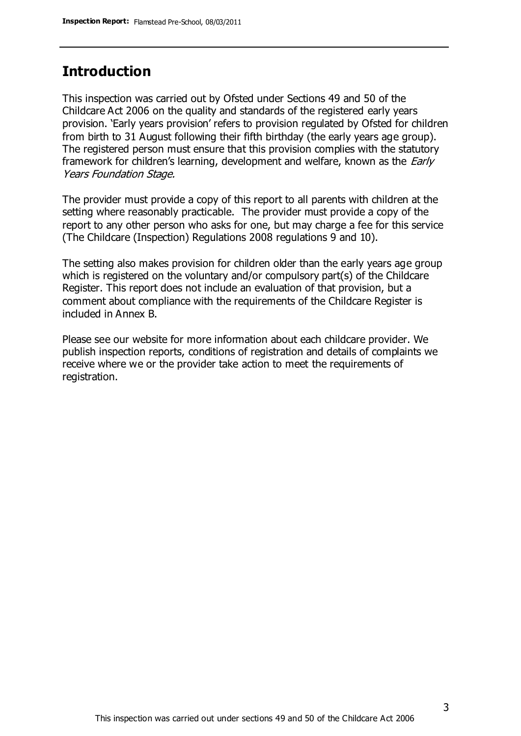## Introduction

This inspection was carried out by Ofsted under Sections 49 and 50 of the Childcare Act 2006 on the quality and standards of the registered early years provision. 'Early years provision' refers to provision regulated by Ofsted for children from birth to 31 August following their fifth birthday (the early years age group). The registered person must ensure that this provision complies with the statutory framework for children's learning, development and welfare, known as the *Early Years Foundation Stage.*

The provider must provide a copy of this report to all parents with children at the setting where reasonably practicable. The provider must provide a copy of the report to any other person who asks for one, but may charge a fee for this service (The Childcare (Inspection) Regulations 2008 regulations 9 and 10).

The setting also makes provision for children older than the early years age group which is registered on the voluntary and/or compulsory part(s) of the Childcare Register. This report does not include an evaluation of that provision, but a comment about compliance with the requirements of the Childcare Register is included in Annex B.

Please see our website for more information about each childcare provider. We publish inspection reports, conditions of registration and details of complaints we receive where we or the provider take action to meet the requirements of registration.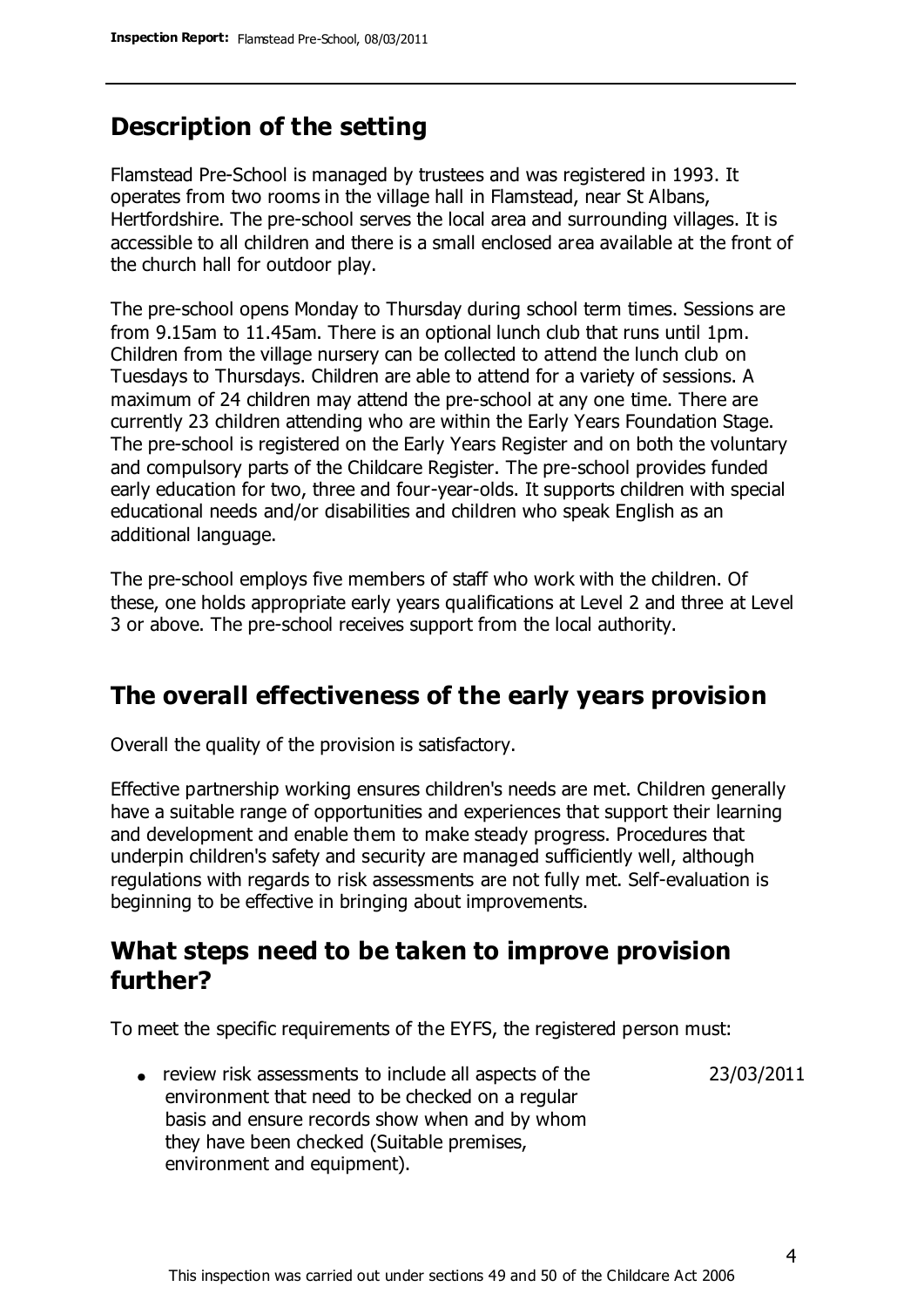## Description of the setting

Flamstead Pre-School is managed by trustees and was registered in 1993. It operates from two rooms in the village hall in Flamstead, near St Albans, Hertfordshire. The pre-school serves the local area and surrounding villages. It is accessible to all children and there is a small enclosed area available at the front of the church hall for outdoor play.

The pre-school opens Monday to Thursday during school term times. Sessions are from 9.15am to 11.45am. There is an optional lunch club that runs until 1pm. Children from the village nursery can be collected to attend the lunch club on Tuesdays to Thursdays. Children are able to attend for a variety of sessions. A maximum of 24 children may attend the pre-school at any one time. There are currently 23 children attending who are within the Early Years Foundation Stage. The pre-school is registered on the Early Years Register and on both the voluntary and compulsory parts of the Childcare Register. The pre-school provides funded early education for two, three and four-year-olds. It supports children with special educational needs and/or disabilities and children who speak English as an additional language.

The pre-school employs five members of staff who work with the children. Of these, one holds appropriate early years qualifications at Level 2 and three at Level 3 or above. The pre-school receives support from the local authority.

## The overall effectiveness of the early years provision

Overall the quality of the provision is satisfactory.

Effective partnership working ensures children's needs are met. Children generally have a suitable range of opportunities and experiences that support their learning and development and enable them to make steady progress. Procedures that underpin children's safety and security are managed sufficiently well, although regulations with regards to risk assessments are not fully met. Self-evaluation is beginning to be effective in bringing about improvements.

## What steps need to be taken to improve provision further?

To meet the specific requirements of the EYFS, the registered person must:

| | |
|---|---|
| • review risk assessments to include all aspects of the environment that need to be checked on a regular basis and ensure records show when and by whom they have been checked (Suitable premises, environment and equipment). | 23/03/2011 |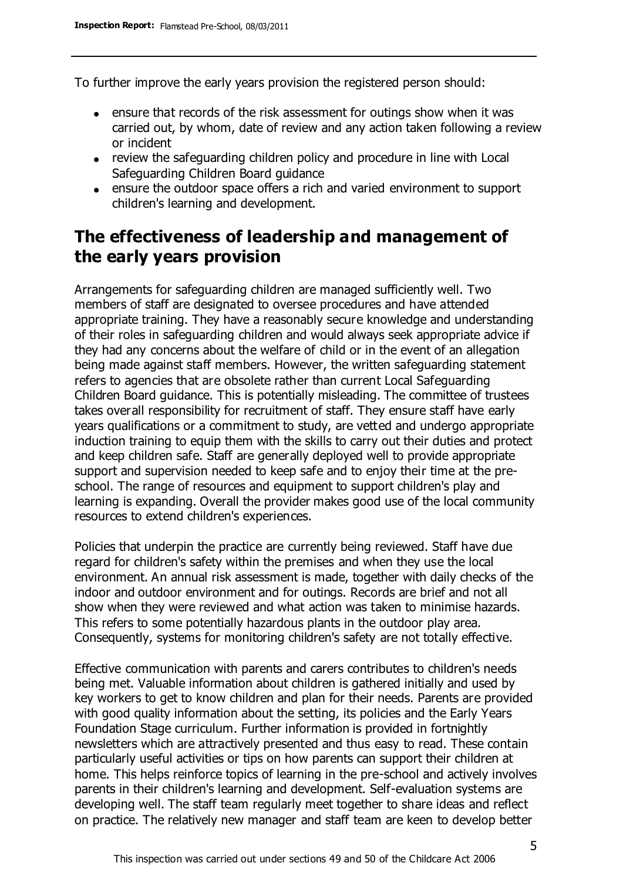To further improve the early years provision the registered person should:

- ensure that records of the risk assessment for outings show when it was carried out, by whom, date of review and any action taken following a review or incident
- review the safeguarding children policy and procedure in line with Local Safeguarding Children Board guidance
- ensure the outdoor space offers a rich and varied environment to support children's learning and development.

## The effectiveness of leadership and management of the early years provision

Arrangements for safeguarding children are managed sufficiently well. Two members of staff are designated to oversee procedures and have attended appropriate training. They have a reasonably secure knowledge and understanding of their roles in safeguarding children and would always seek appropriate advice if they had any concerns about the welfare of child or in the event of an allegation being made against staff members. However, the written safeguarding statement refers to agencies that are obsolete rather than current Local Safeguarding Children Board guidance. This is potentially misleading. The committee of trustees takes overall responsibility for recruitment of staff. They ensure staff have early years qualifications or a commitment to study, are vetted and undergo appropriate induction training to equip them with the skills to carry out their duties and protect and keep children safe. Staff are generally deployed well to provide appropriate support and supervision needed to keep safe and to enjoy their time at the pre-school. The range of resources and equipment to support children's play and learning is expanding. Overall the provider makes good use of the local community resources to extend children's experiences.

Policies that underpin the practice are currently being reviewed. Staff have due regard for children's safety within the premises and when they use the local environment. An annual risk assessment is made, together with daily checks of the indoor and outdoor environment and for outings. Records are brief and not all show when they were reviewed and what action was taken to minimise hazards. This refers to some potentially hazardous plants in the outdoor play area. Consequently, systems for monitoring children's safety are not totally effective.

Effective communication with parents and carers contributes to children's needs being met. Valuable information about children is gathered initially and used by key workers to get to know children and plan for their needs. Parents are provided with good quality information about the setting, its policies and the Early Years Foundation Stage curriculum. Further information is provided in fortnightly newsletters which are attractively presented and thus easy to read. These contain particularly useful activities or tips on how parents can support their children at home. This helps reinforce topics of learning in the pre-school and actively involves parents in their children's learning and development. Self-evaluation systems are developing well. The staff team regularly meet together to share ideas and reflect on practice. The relatively new manager and staff team are keen to develop better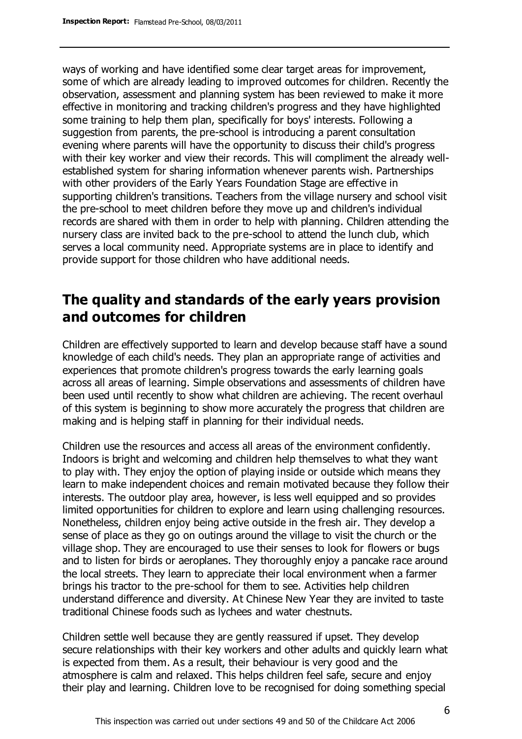ways of working and have identified some clear target areas for improvement, some of which are already leading to improved outcomes for children. Recently the observation, assessment and planning system has been reviewed to make it more effective in monitoring and tracking children's progress and they have highlighted some training to help them plan, specifically for boys' interests. Following a suggestion from parents, the pre-school is introducing a parent consultation evening where parents will have the opportunity to discuss their child's progress with their key worker and view their records. This will compliment the already well-established system for sharing information whenever parents wish. Partnerships with other providers of the Early Years Foundation Stage are effective in supporting children's transitions. Teachers from the village nursery and school visit the pre-school to meet children before they move up and children's individual records are shared with them in order to help with planning. Children attending the nursery class are invited back to the pre-school to attend the lunch club, which serves a local community need. Appropriate systems are in place to identify and provide support for those children who have additional needs.

## The quality and standards of the early years provision and outcomes for children

Children are effectively supported to learn and develop because staff have a sound knowledge of each child's needs. They plan an appropriate range of activities and experiences that promote children's progress towards the early learning goals across all areas of learning. Simple observations and assessments of children have been used until recently to show what children are achieving. The recent overhaul of this system is beginning to show more accurately the progress that children are making and is helping staff in planning for their individual needs.

Children use the resources and access all areas of the environment confidently. Indoors is bright and welcoming and children help themselves to what they want to play with. They enjoy the option of playing inside or outside which means they learn to make independent choices and remain motivated because they follow their interests. The outdoor play area, however, is less well equipped and so provides limited opportunities for children to explore and learn using challenging resources. Nonetheless, children enjoy being active outside in the fresh air. They develop a sense of place as they go on outings around the village to visit the church or the village shop. They are encouraged to use their senses to look for flowers or bugs and to listen for birds or aeroplanes. They thoroughly enjoy a pancake race around the local streets. They learn to appreciate their local environment when a farmer brings his tractor to the pre-school for them to see. Activities help children understand difference and diversity. At Chinese New Year they are invited to taste traditional Chinese foods such as lychees and water chestnuts.

Children settle well because they are gently reassured if upset. They develop secure relationships with their key workers and other adults and quickly learn what is expected from them. As a result, their behaviour is very good and the atmosphere is calm and relaxed. This helps children feel safe, secure and enjoy their play and learning. Children love to be recognised for doing something special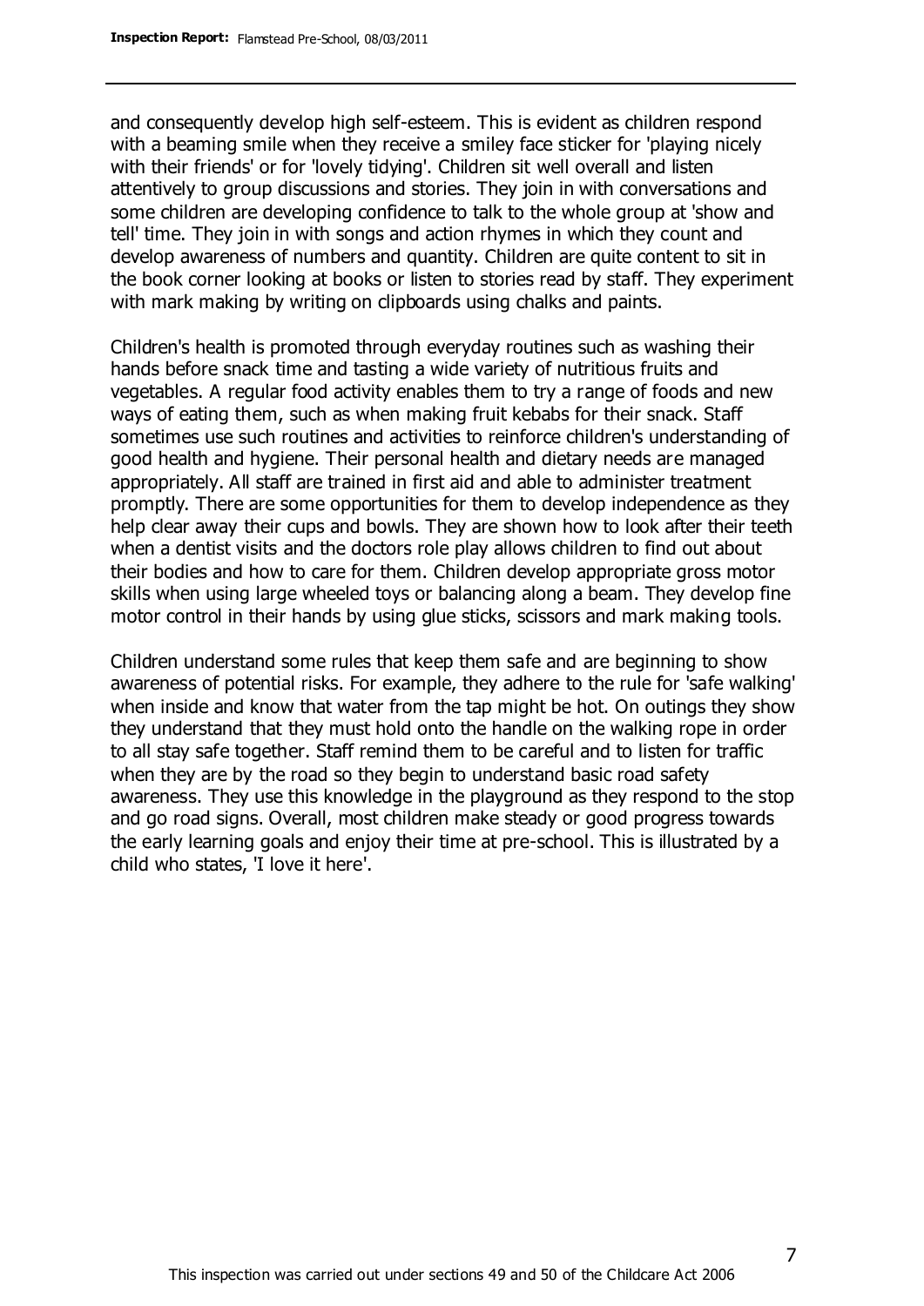and consequently develop high self-esteem. This is evident as children respond with a beaming smile when they receive a smiley face sticker for 'playing nicely with their friends' or for 'lovely tidying'. Children sit well overall and listen attentively to group discussions and stories. They join in with conversations and some children are developing confidence to talk to the whole group at 'show and tell' time. They join in with songs and action rhymes in which they count and develop awareness of numbers and quantity. Children are quite content to sit in the book corner looking at books or listen to stories read by staff. They experiment with mark making by writing on clipboards using chalks and paints.

Children's health is promoted through everyday routines such as washing their hands before snack time and tasting a wide variety of nutritious fruits and vegetables. A regular food activity enables them to try a range of foods and new ways of eating them, such as when making fruit kebabs for their snack. Staff sometimes use such routines and activities to reinforce children's understanding of good health and hygiene. Their personal health and dietary needs are managed appropriately. All staff are trained in first aid and able to administer treatment promptly. There are some opportunities for them to develop independence as they help clear away their cups and bowls. They are shown how to look after their teeth when a dentist visits and the doctors role play allows children to find out about their bodies and how to care for them. Children develop appropriate gross motor skills when using large wheeled toys or balancing along a beam. They develop fine motor control in their hands by using glue sticks, scissors and mark making tools.

Children understand some rules that keep them safe and are beginning to show awareness of potential risks. For example, they adhere to the rule for 'safe walking' when inside and know that water from the tap might be hot. On outings they show they understand that they must hold onto the handle on the walking rope in order to all stay safe together. Staff remind them to be careful and to listen for traffic when they are by the road so they begin to understand basic road safety awareness. They use this knowledge in the playground as they respond to the stop and go road signs. Overall, most children make steady or good progress towards the early learning goals and enjoy their time at pre-school. This is illustrated by a child who states, 'I love it here'.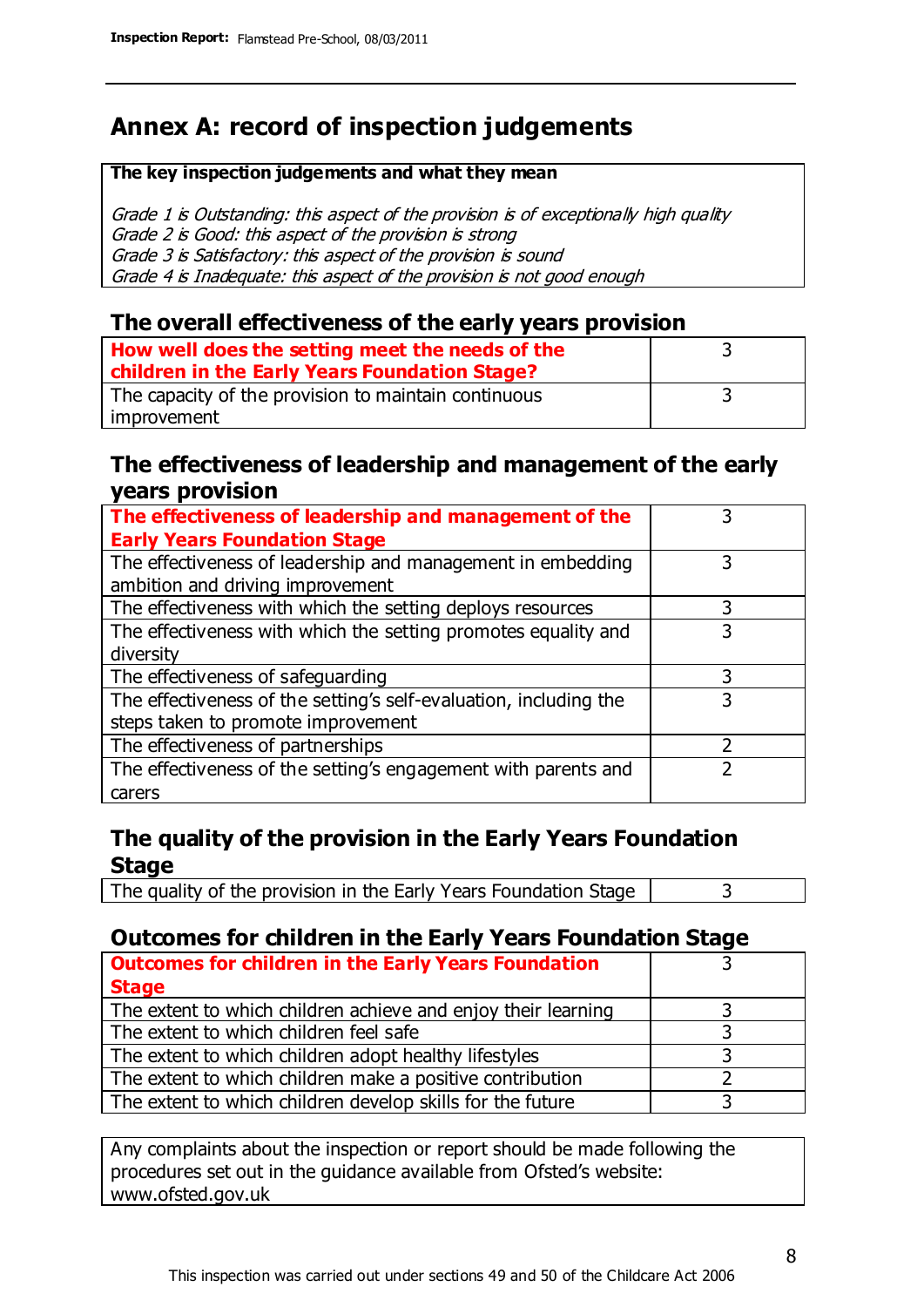# Annex A: record of inspection judgements

**The key inspection judgements and what they mean**

*Grade 1 is Outstanding: this aspect of the provision is of exceptionally high quality*
*Grade 2 is Good: this aspect of the provision is strong*
*Grade 3 is Satisfactory: this aspect of the provision is sound*
*Grade 4 is Inadequate: this aspect of the provision is not good enough*

## The overall effectiveness of the early years provision

| | |
|---|---|
| **How well does the setting meet the needs of the children in the Early Years Foundation Stage?** | 3 |
| The capacity of the provision to maintain continuous improvement | 3 |

## The effectiveness of leadership and management of the early years provision

| | |
|---|---|
| **The effectiveness of leadership and management of the Early Years Foundation Stage** | 3 |
| The effectiveness of leadership and management in embedding ambition and driving improvement | 3 |
| The effectiveness with which the setting deploys resources | 3 |
| The effectiveness with which the setting promotes equality and diversity | 3 |
| The effectiveness of safeguarding | 3 |
| The effectiveness of the setting's self-evaluation, including the steps taken to promote improvement | 3 |
| The effectiveness of partnerships | 2 |
| The effectiveness of the setting's engagement with parents and carers | 2 |

## The quality of the provision in the Early Years Foundation Stage

| | |
|---|---|
| The quality of the provision in the Early Years Foundation Stage | 3 |

## Outcomes for children in the Early Years Foundation Stage

| | |
|---|---|
| **Outcomes for children in the Early Years Foundation Stage** | 3 |
| The extent to which children achieve and enjoy their learning | 3 |
| The extent to which children feel safe | 3 |
| The extent to which children adopt healthy lifestyles | 3 |
| The extent to which children make a positive contribution | 2 |
| The extent to which children develop skills for the future | 3 |

Any complaints about the inspection or report should be made following the procedures set out in the guidance available from Ofsted's website: www.ofsted.gov.uk

This inspection was carried out under sections 49 and 50 of the Childcare Act 2006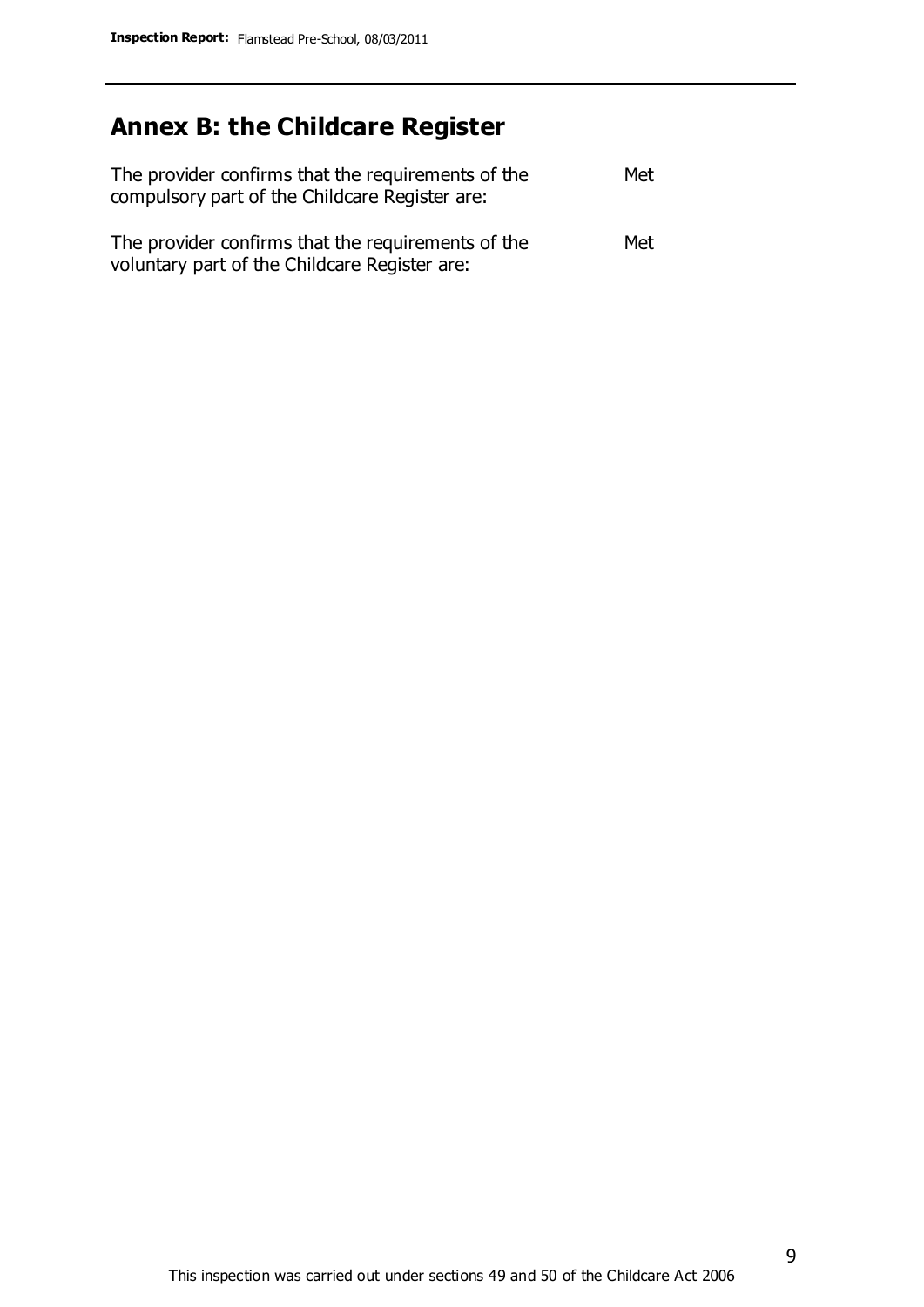## Annex B: the Childcare Register

| | |
|---|---|
| The provider confirms that the requirements of the compulsory part of the Childcare Register are: | Met |
| The provider confirms that the requirements of the voluntary part of the Childcare Register are: | Met |

This inspection was carried out under sections 49 and 50 of the Childcare Act 2006